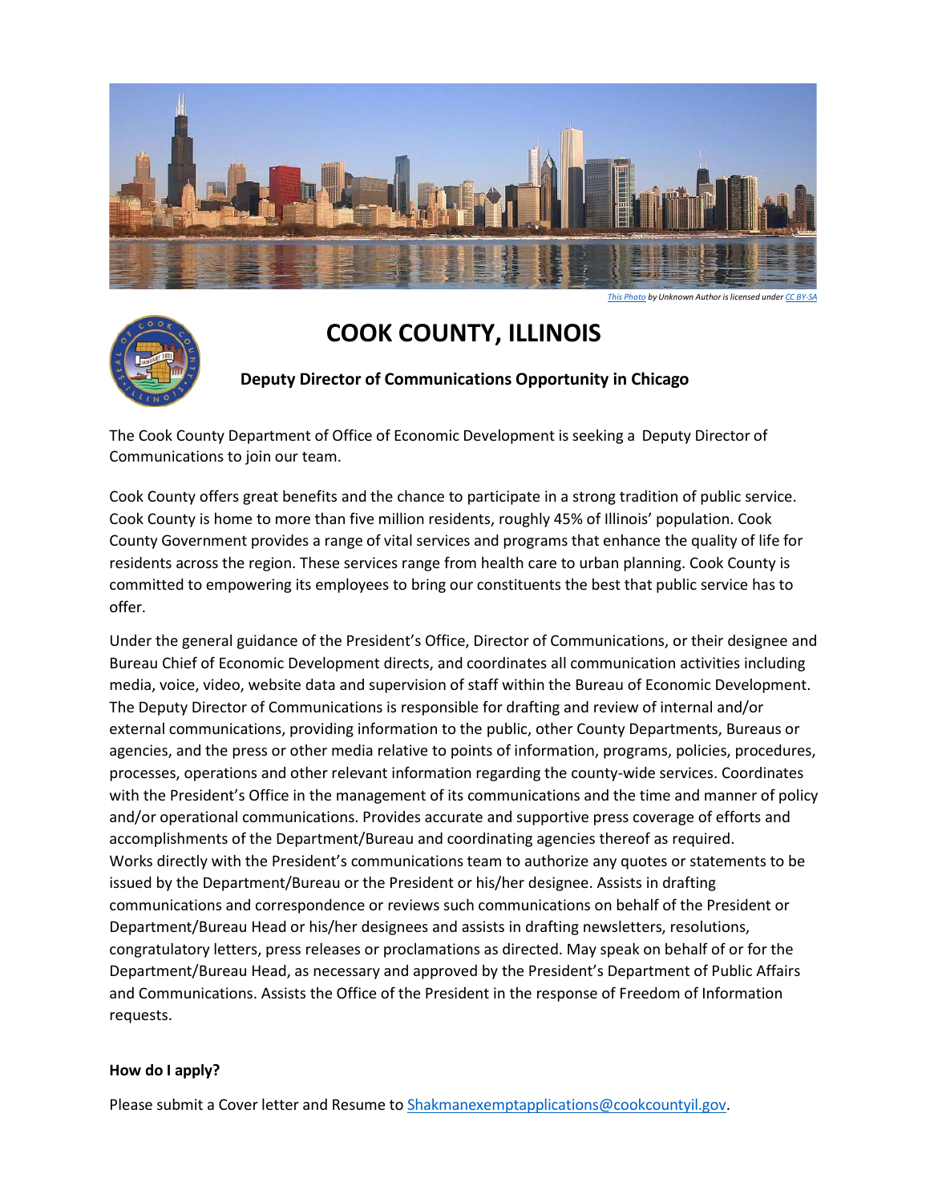*This Photo by Unknown Author is licensed under CC BY-SA*

# COOK COUNTY, ILLINOIS

### Deputy Director of Communications Opportunity in Chicago

The Cook County Department of Office of Economic Development is seeking a Deputy Director of Communications to join our team.

Cook County offers great benefits and the chance to participate in a strong tradition of public service. Cook County is home to more than five million residents, roughly 45% of Illinois' population. Cook County Government provides a range of vital services and programs that enhance the quality of life for residents across the region. These services range from health care to urban planning. Cook County is committed to empowering its employees to bring our constituents the best that public service has to offer.

Under the general guidance of the President's Office, Director of Communications, or their designee and Bureau Chief of Economic Development directs, and coordinates all communication activities including media, voice, video, website data and supervision of staff within the Bureau of Economic Development. The Deputy Director of Communications is responsible for drafting and review of internal and/or external communications, providing information to the public, other County Departments, Bureaus or agencies, and the press or other media relative to points of information, programs, policies, procedures, processes, operations and other relevant information regarding the county-wide services. Coordinates with the President's Office in the management of its communications and the time and manner of policy and/or operational communications. Provides accurate and supportive press coverage of efforts and accomplishments of the Department/Bureau and coordinating agencies thereof as required. Works directly with the President's communications team to authorize any quotes or statements to be issued by the Department/Bureau or the President or his/her designee. Assists in drafting communications and correspondence or reviews such communications on behalf of the President or Department/Bureau Head or his/her designees and assists in drafting newsletters, resolutions, congratulatory letters, press releases or proclamations as directed. May speak on behalf of or for the Department/Bureau Head, as necessary and approved by the President's Department of Public Affairs and Communications. Assists the Office of the President in the response of Freedom of Information requests.

**How do I apply?**

Please submit a Cover letter and Resume to Shakmanexemptapplications@cookcountyil.gov.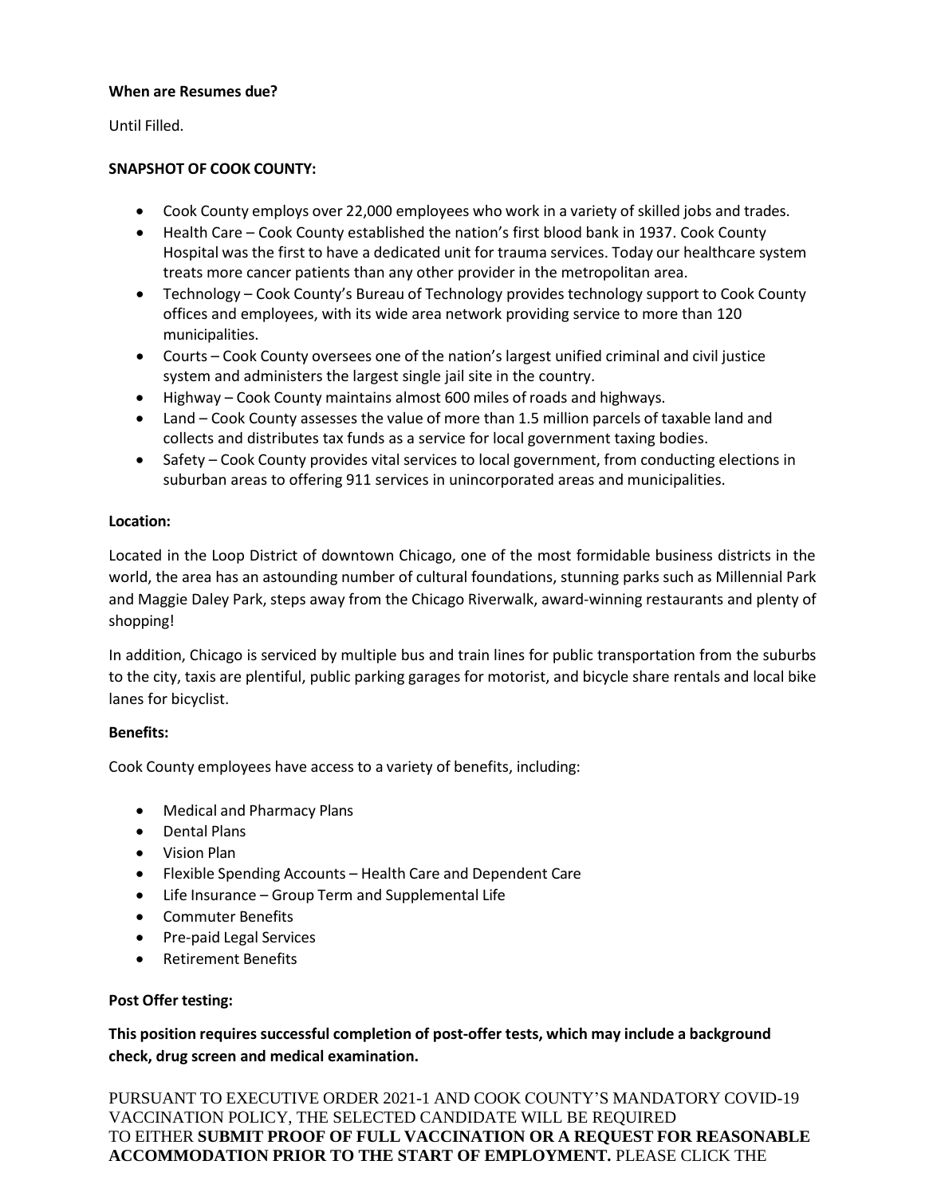**When are Resumes due?**

Until Filled.

**SNAPSHOT OF COOK COUNTY:**

- Cook County employs over 22,000 employees who work in a variety of skilled jobs and trades.
- Health Care – Cook County established the nation's first blood bank in 1937. Cook County Hospital was the first to have a dedicated unit for trauma services. Today our healthcare system treats more cancer patients than any other provider in the metropolitan area.
- Technology – Cook County's Bureau of Technology provides technology support to Cook County offices and employees, with its wide area network providing service to more than 120 municipalities.
- Courts – Cook County oversees one of the nation's largest unified criminal and civil justice system and administers the largest single jail site in the country.
- Highway – Cook County maintains almost 600 miles of roads and highways.
- Land – Cook County assesses the value of more than 1.5 million parcels of taxable land and collects and distributes tax funds as a service for local government taxing bodies.
- Safety – Cook County provides vital services to local government, from conducting elections in suburban areas to offering 911 services in unincorporated areas and municipalities.

**Location:**

Located in the Loop District of downtown Chicago, one of the most formidable business districts in the world, the area has an astounding number of cultural foundations, stunning parks such as Millennial Park and Maggie Daley Park, steps away from the Chicago Riverwalk, award-winning restaurants and plenty of shopping!

In addition, Chicago is serviced by multiple bus and train lines for public transportation from the suburbs to the city, taxis are plentiful, public parking garages for motorist, and bicycle share rentals and local bike lanes for bicyclist.

**Benefits:**

Cook County employees have access to a variety of benefits, including:

- Medical and Pharmacy Plans
- Dental Plans
- Vision Plan
- Flexible Spending Accounts – Health Care and Dependent Care
- Life Insurance – Group Term and Supplemental Life
- Commuter Benefits
- Pre-paid Legal Services
- Retirement Benefits

**Post Offer testing:**

**This position requires successful completion of post-offer tests, which may include a background check, drug screen and medical examination.**

PURSUANT TO EXECUTIVE ORDER 2021-1 AND COOK COUNTY'S MANDATORY COVID-19 VACCINATION POLICY, THE SELECTED CANDIDATE WILL BE REQUIRED TO EITHER **SUBMIT PROOF OF FULL VACCINATION OR A REQUEST FOR REASONABLE ACCOMMODATION PRIOR TO THE START OF EMPLOYMENT.** PLEASE CLICK THE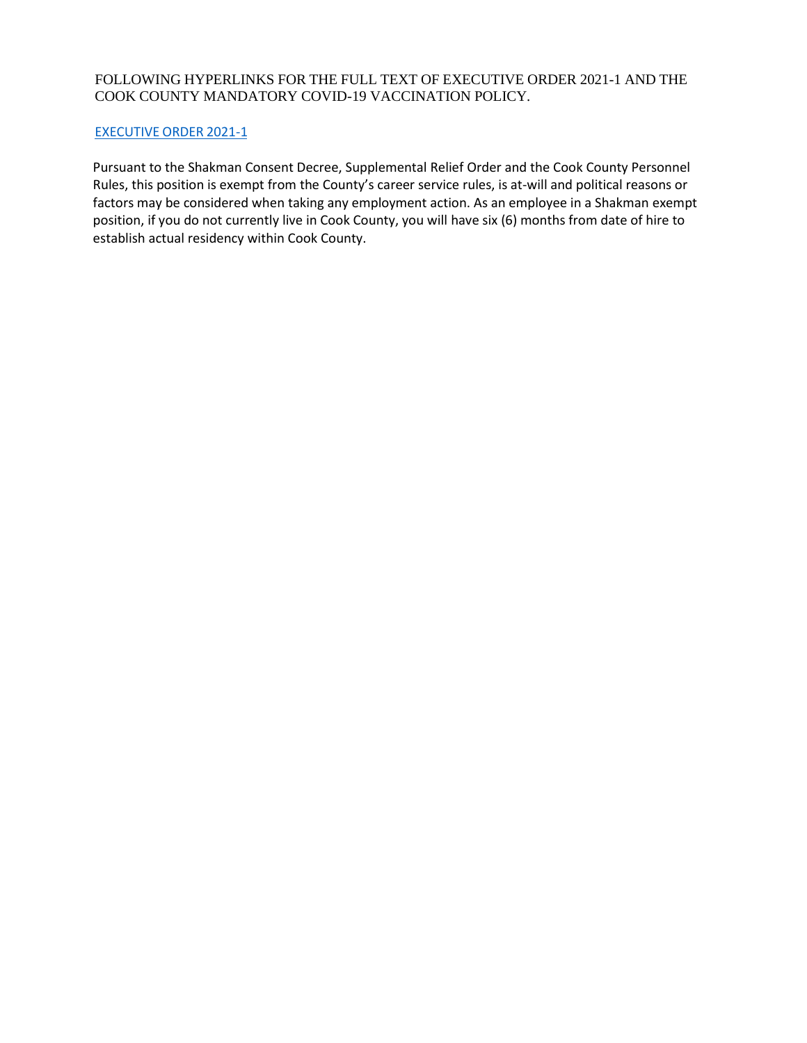FOLLOWING HYPERLINKS FOR THE FULL TEXT OF EXECUTIVE ORDER 2021-1 AND THE COOK COUNTY MANDATORY COVID-19 VACCINATION POLICY.

EXECUTIVE ORDER 2021-1

Pursuant to the Shakman Consent Decree, Supplemental Relief Order and the Cook County Personnel Rules, this position is exempt from the County's career service rules, is at-will and political reasons or factors may be considered when taking any employment action. As an employee in a Shakman exempt position, if you do not currently live in Cook County, you will have six (6) months from date of hire to establish actual residency within Cook County.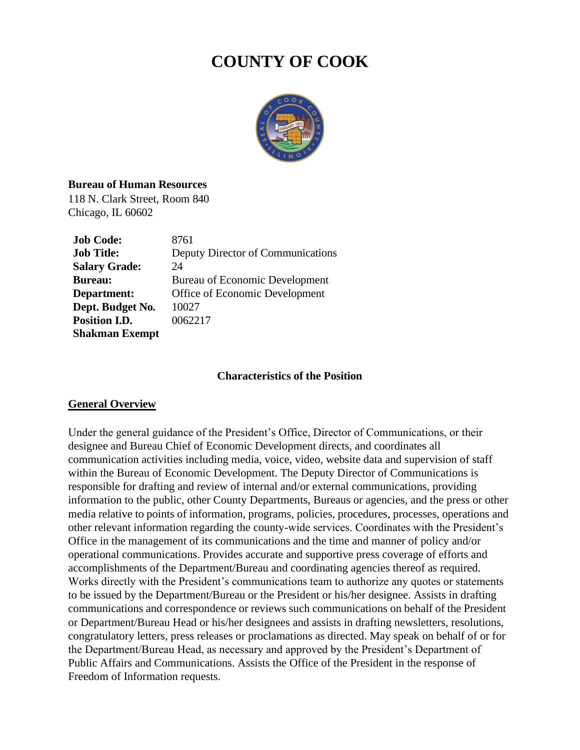# COUNTY OF COOK

**Bureau of Human Resources**
118 N. Clark Street, Room 840
Chicago, IL 60602

| | |
|---|---|
| **Job Code:** | 8761 |
| **Job Title:** | Deputy Director of Communications |
| **Salary Grade:** | 24 |
| **Bureau:** | Bureau of Economic Development |
| **Department:** | Office of Economic Development |
| **Dept. Budget No.** | 10027 |
| **Position I.D.** | 0062217 |
| **Shakman Exempt** | |

**Characteristics of the Position**

**General Overview**

Under the general guidance of the President's Office, Director of Communications, or their designee and Bureau Chief of Economic Development directs, and coordinates all communication activities including media, voice, video, website data and supervision of staff within the Bureau of Economic Development. The Deputy Director of Communications is responsible for drafting and review of internal and/or external communications, providing information to the public, other County Departments, Bureaus or agencies, and the press or other media relative to points of information, programs, policies, procedures, processes, operations and other relevant information regarding the county-wide services. Coordinates with the President's Office in the management of its communications and the time and manner of policy and/or operational communications. Provides accurate and supportive press coverage of efforts and accomplishments of the Department/Bureau and coordinating agencies thereof as required. Works directly with the President's communications team to authorize any quotes or statements to be issued by the Department/Bureau or the President or his/her designee. Assists in drafting communications and correspondence or reviews such communications on behalf of the President or Department/Bureau Head or his/her designees and assists in drafting newsletters, resolutions, congratulatory letters, press releases or proclamations as directed. May speak on behalf of or for the Department/Bureau Head, as necessary and approved by the President's Department of Public Affairs and Communications. Assists the Office of the President in the response of Freedom of Information requests.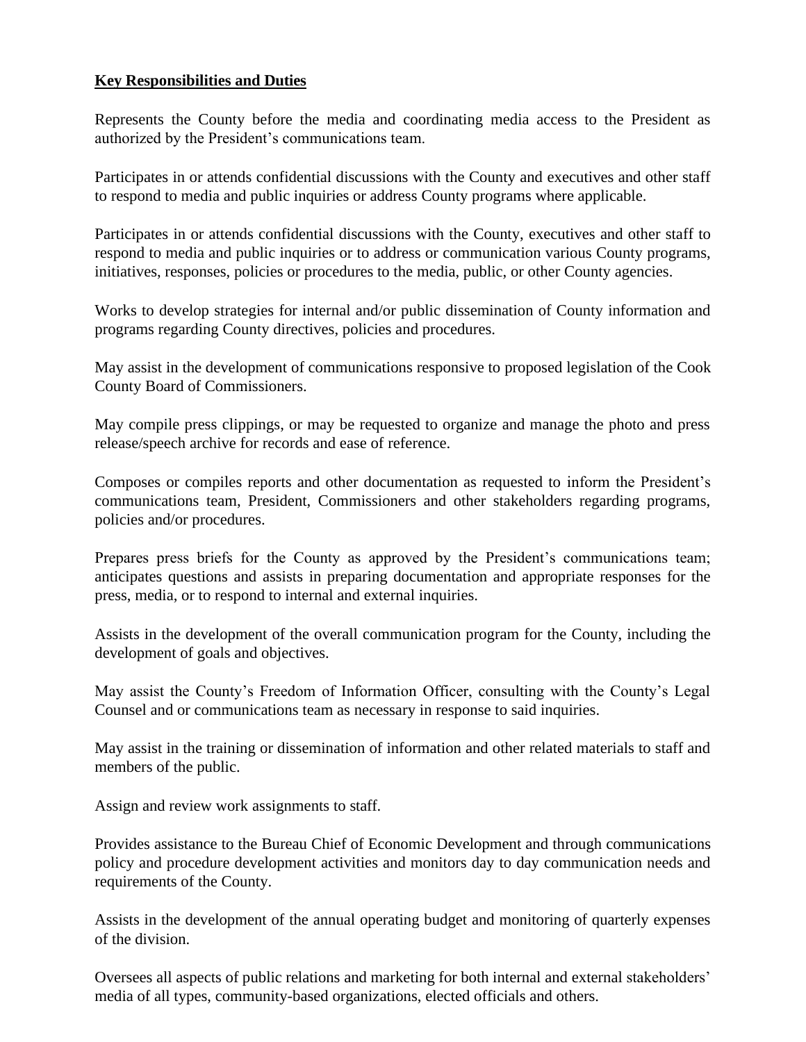**Key Responsibilities and Duties**

Represents the County before the media and coordinating media access to the President as authorized by the President's communications team.

Participates in or attends confidential discussions with the County and executives and other staff to respond to media and public inquiries or address County programs where applicable.

Participates in or attends confidential discussions with the County, executives and other staff to respond to media and public inquiries or to address or communication various County programs, initiatives, responses, policies or procedures to the media, public, or other County agencies.

Works to develop strategies for internal and/or public dissemination of County information and programs regarding County directives, policies and procedures.

May assist in the development of communications responsive to proposed legislation of the Cook County Board of Commissioners.

May compile press clippings, or may be requested to organize and manage the photo and press release/speech archive for records and ease of reference.

Composes or compiles reports and other documentation as requested to inform the President's communications team, President, Commissioners and other stakeholders regarding programs, policies and/or procedures.

Prepares press briefs for the County as approved by the President's communications team; anticipates questions and assists in preparing documentation and appropriate responses for the press, media, or to respond to internal and external inquiries.

Assists in the development of the overall communication program for the County, including the development of goals and objectives.

May assist the County's Freedom of Information Officer, consulting with the County's Legal Counsel and or communications team as necessary in response to said inquiries.

May assist in the training or dissemination of information and other related materials to staff and members of the public.

Assign and review work assignments to staff.

Provides assistance to the Bureau Chief of Economic Development and through communications policy and procedure development activities and monitors day to day communication needs and requirements of the County.

Assists in the development of the annual operating budget and monitoring of quarterly expenses of the division.

Oversees all aspects of public relations and marketing for both internal and external stakeholders' media of all types, community-based organizations, elected officials and others.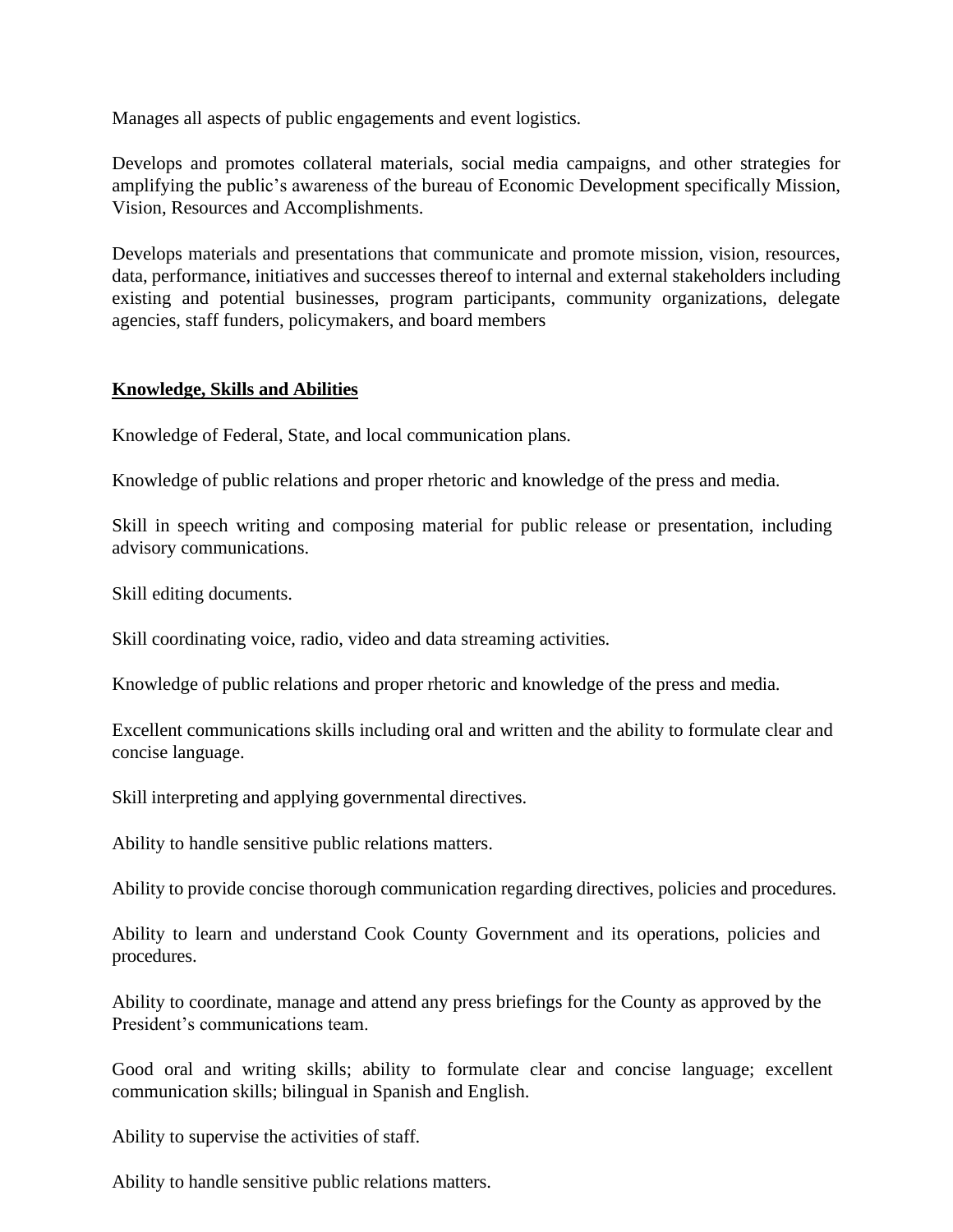Manages all aspects of public engagements and event logistics.

Develops and promotes collateral materials, social media campaigns, and other strategies for amplifying the public's awareness of the bureau of Economic Development specifically Mission, Vision, Resources and Accomplishments.

Develops materials and presentations that communicate and promote mission, vision, resources, data, performance, initiatives and successes thereof to internal and external stakeholders including existing and potential businesses, program participants, community organizations, delegate agencies, staff funders, policymakers, and board members

**Knowledge, Skills and Abilities**

Knowledge of Federal, State, and local communication plans.

Knowledge of public relations and proper rhetoric and knowledge of the press and media.

Skill in speech writing and composing material for public release or presentation, including advisory communications.

Skill editing documents.

Skill coordinating voice, radio, video and data streaming activities.

Knowledge of public relations and proper rhetoric and knowledge of the press and media.

Excellent communications skills including oral and written and the ability to formulate clear and concise language.

Skill interpreting and applying governmental directives.

Ability to handle sensitive public relations matters.

Ability to provide concise thorough communication regarding directives, policies and procedures.

Ability to learn and understand Cook County Government and its operations, policies and procedures.

Ability to coordinate, manage and attend any press briefings for the County as approved by the President's communications team.

Good oral and writing skills; ability to formulate clear and concise language; excellent communication skills; bilingual in Spanish and English.

Ability to supervise the activities of staff.

Ability to handle sensitive public relations matters.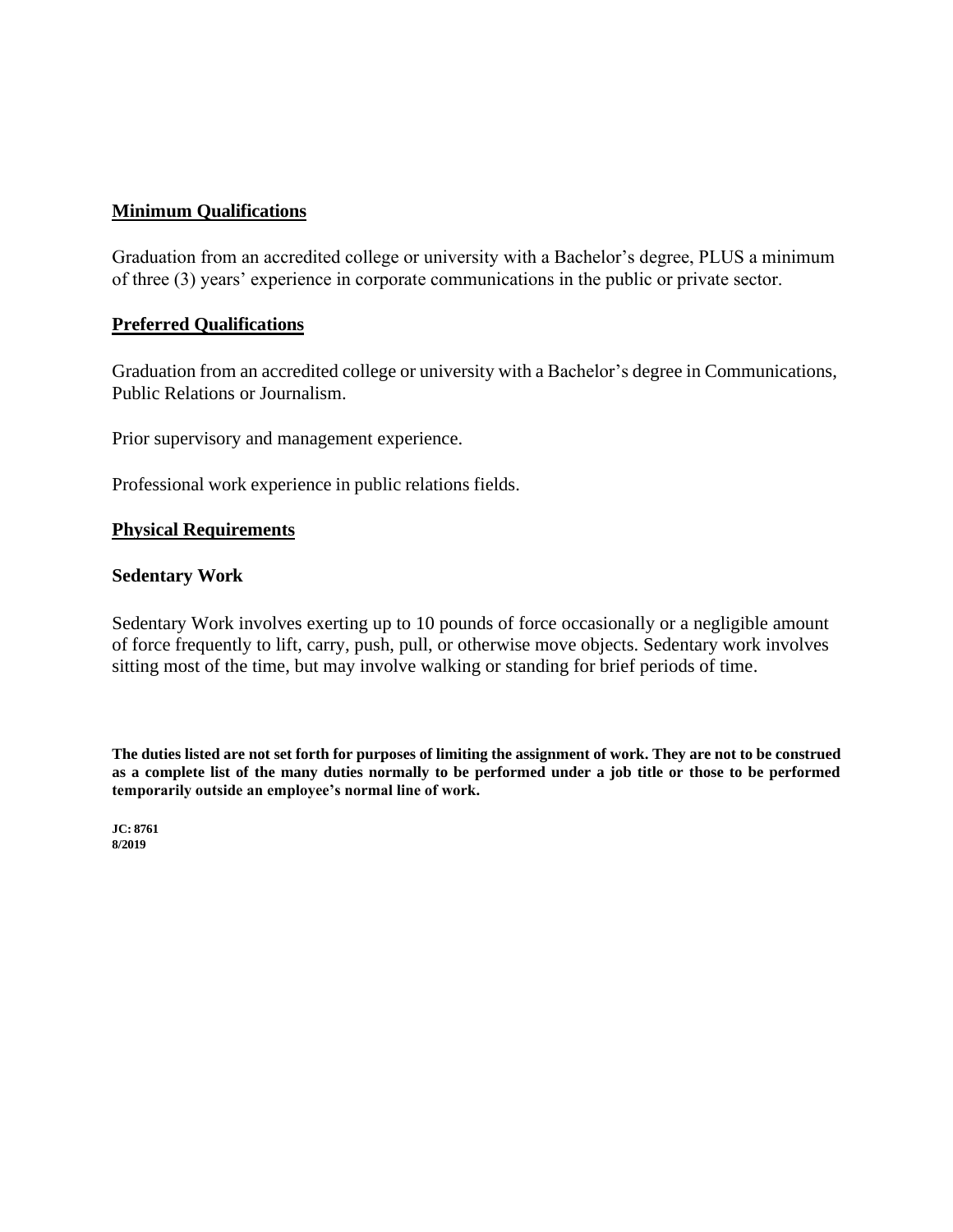## Minimum Qualifications

Graduation from an accredited college or university with a Bachelor's degree, PLUS a minimum of three (3) years' experience in corporate communications in the public or private sector.

## Preferred Qualifications

Graduation from an accredited college or university with a Bachelor's degree in Communications, Public Relations or Journalism.

Prior supervisory and management experience.

Professional work experience in public relations fields.

## Physical Requirements

### Sedentary Work

Sedentary Work involves exerting up to 10 pounds of force occasionally or a negligible amount of force frequently to lift, carry, push, pull, or otherwise move objects. Sedentary work involves sitting most of the time, but may involve walking or standing for brief periods of time.

**The duties listed are not set forth for purposes of limiting the assignment of work. They are not to be construed as a complete list of the many duties normally to be performed under a job title or those to be performed temporarily outside an employee's normal line of work.**

**JC: 8761**
**8/2019**